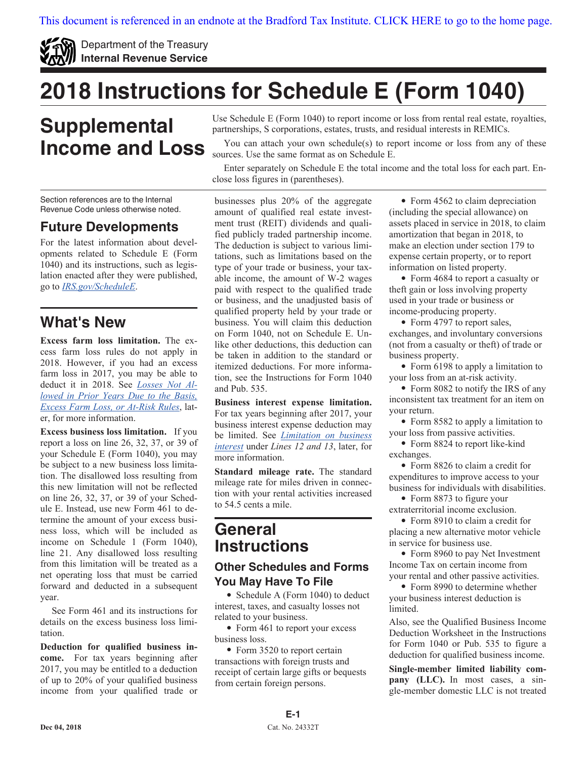This document is referenced in an endnote at the Bradford Tax Institute. CLICK HERE to go to the home page.

Department of the Treasury
**Internal Revenue Service**

# 2018 Instructions for Schedule E (Form 1040)

# Supplemental Income and Loss

Use Schedule E (Form 1040) to report income or loss from rental real estate, royalties, partnerships, S corporations, estates, trusts, and residual interests in REMICs.

You can attach your own schedule(s) to report income or loss from any of these sources. Use the same format as on Schedule E.

Enter separately on Schedule E the total income and the total loss for each part. Enclose loss figures in (parentheses).

Section references are to the Internal Revenue Code unless otherwise noted.

## Future Developments

For the latest information about developments related to Schedule E (Form 1040) and its instructions, such as legislation enacted after they were published, go to *IRS.gov/ScheduleE*.

## What's New

**Excess farm loss limitation.** The excess farm loss rules do not apply in 2018. However, if you had an excess farm loss in 2017, you may be able to deduct it in 2018. See *Losses Not Allowed in Prior Years Due to the Basis, Excess Farm Loss, or At-Risk Rules*, later, for more information.

**Excess business loss limitation.** If you report a loss on line 26, 32, 37, or 39 of your Schedule E (Form 1040), you may be subject to a new business loss limitation. The disallowed loss resulting from this new limitation will not be reflected on line 26, 32, 37, or 39 of your Schedule E. Instead, use new Form 461 to determine the amount of your excess business loss, which will be included as income on Schedule 1 (Form 1040), line 21. Any disallowed loss resulting from this limitation will be treated as a net operating loss that must be carried forward and deducted in a subsequent year.

See Form 461 and its instructions for details on the excess business loss limitation.

**Deduction for qualified business income.** For tax years beginning after 2017, you may be entitled to a deduction of up to 20% of your qualified business income from your qualified trade or businesses plus 20% of the aggregate amount of qualified real estate investment trust (REIT) dividends and qualified publicly traded partnership income. The deduction is subject to various limitations, such as limitations based on the type of your trade or business, your taxable income, the amount of W-2 wages paid with respect to the qualified trade or business, and the unadjusted basis of qualified property held by your trade or business. You will claim this deduction on Form 1040, not on Schedule E. Unlike other deductions, this deduction can be taken in addition to the standard or itemized deductions. For more information, see the Instructions for Form 1040 and Pub. 535.

**Business interest expense limitation.** For tax years beginning after 2017, your business interest expense deduction may be limited. See *Limitation on business interest* under *Lines 12 and 13*, later, for more information.

**Standard mileage rate.** The standard mileage rate for miles driven in connection with your rental activities increased to 54.5 cents a mile.

# General Instructions

## Other Schedules and Forms You May Have To File

- Schedule A (Form 1040) to deduct interest, taxes, and casualty losses not related to your business.
- Form 461 to report your excess business loss.
- Form 3520 to report certain transactions with foreign trusts and receipt of certain large gifts or bequests from certain foreign persons.
- Form 4562 to claim depreciation (including the special allowance) on assets placed in service in 2018, to claim amortization that began in 2018, to make an election under section 179 to expense certain property, or to report information on listed property.
- Form 4684 to report a casualty or theft gain or loss involving property used in your trade or business or income-producing property.
- Form 4797 to report sales, exchanges, and involuntary conversions (not from a casualty or theft) of trade or business property.
- Form 6198 to apply a limitation to your loss from an at-risk activity.
- Form 8082 to notify the IRS of any inconsistent tax treatment for an item on your return.
- Form 8582 to apply a limitation to your loss from passive activities.
- Form 8824 to report like-kind exchanges.
- Form 8826 to claim a credit for expenditures to improve access to your business for individuals with disabilities.
- Form 8873 to figure your extraterritorial income exclusion.
- Form 8910 to claim a credit for placing a new alternative motor vehicle in service for business use.
- Form 8960 to pay Net Investment Income Tax on certain income from your rental and other passive activities.
- Form 8990 to determine whether your business interest deduction is limited.

Also, see the Qualified Business Income Deduction Worksheet in the Instructions for Form 1040 or Pub. 535 to figure a deduction for qualified business income.

**Single-member limited liability company (LLC).** In most cases, a single-member domestic LLC is not treated

Dec 04, 2018

Cat. No. 24332T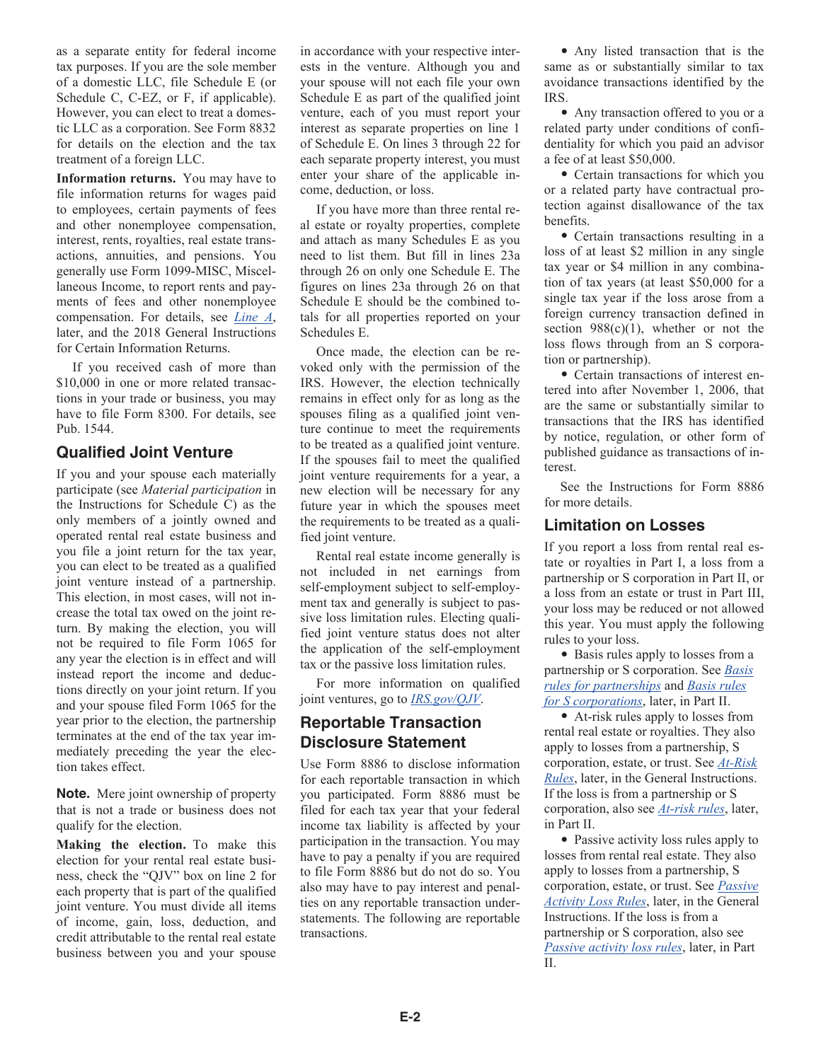as a separate entity for federal income tax purposes. If you are the sole member of a domestic LLC, file Schedule E (or Schedule C, C-EZ, or F, if applicable). However, you can elect to treat a domestic LLC as a corporation. See Form 8832 for details on the election and the tax treatment of a foreign LLC.

**Information returns.** You may have to file information returns for wages paid to employees, certain payments of fees and other nonemployee compensation, interest, rents, royalties, real estate transactions, annuities, and pensions. You generally use Form 1099-MISC, Miscellaneous Income, to report rents and payments of fees and other nonemployee compensation. For details, see *Line A*, later, and the 2018 General Instructions for Certain Information Returns.

If you received cash of more than $10,000 in one or more related transactions in your trade or business, you may have to file Form 8300. For details, see Pub. 1544.

## Qualified Joint Venture

If you and your spouse each materially participate (see *Material participation* in the Instructions for Schedule C) as the only members of a jointly owned and operated rental real estate business and you file a joint return for the tax year, you can elect to be treated as a qualified joint venture instead of a partnership. This election, in most cases, will not increase the total tax owed on the joint return. By making the election, you will not be required to file Form 1065 for any year the election is in effect and will instead report the income and deductions directly on your joint return. If you and your spouse filed Form 1065 for the year prior to the election, the partnership terminates at the end of the tax year immediately preceding the year the election takes effect.

**Note.** Mere joint ownership of property that is not a trade or business does not qualify for the election.

**Making the election.** To make this election for your rental real estate business, check the "QJV" box on line 2 for each property that is part of the qualified joint venture. You must divide all items of income, gain, loss, deduction, and credit attributable to the rental real estate business between you and your spouse in accordance with your respective interests in the venture. Although you and your spouse will not each file your own Schedule E as part of the qualified joint venture, each of you must report your interest as separate properties on line 1 of Schedule E. On lines 3 through 22 for each separate property interest, you must enter your share of the applicable income, deduction, or loss.

If you have more than three rental real estate or royalty properties, complete and attach as many Schedules E as you need to list them. But fill in lines 23a through 26 on only one Schedule E. The figures on lines 23a through 26 on that Schedule E should be the combined totals for all properties reported on your Schedules E.

Once made, the election can be revoked only with the permission of the IRS. However, the election technically remains in effect only for as long as the spouses filing as a qualified joint venture continue to meet the requirements to be treated as a qualified joint venture. If the spouses fail to meet the qualified joint venture requirements for a year, a new election will be necessary for any future year in which the spouses meet the requirements to be treated as a qualified joint venture.

Rental real estate income generally is not included in net earnings from self-employment subject to self-employment tax and generally is subject to passive loss limitation rules. Electing qualified joint venture status does not alter the application of the self-employment tax or the passive loss limitation rules.

For more information on qualified joint ventures, go to *IRS.gov/QJV*.

## Reportable Transaction Disclosure Statement

Use Form 8886 to disclose information for each reportable transaction in which you participated. Form 8886 must be filed for each tax year that your federal income tax liability is affected by your participation in the transaction. You may have to pay a penalty if you are required to file Form 8886 but do not do so. You also may have to pay interest and penalties on any reportable transaction understatements. The following are reportable transactions.

- Any listed transaction that is the same as or substantially similar to tax avoidance transactions identified by the IRS.
- Any transaction offered to you or a related party under conditions of confidentiality for which you paid an advisor a fee of at least $50,000.
- Certain transactions for which you or a related party have contractual protection against disallowance of the tax benefits.
- Certain transactions resulting in a loss of at least $2 million in any single tax year or $4 million in any combination of tax years (at least $50,000 for a single tax year if the loss arose from a foreign currency transaction defined in section 988(c)(1), whether or not the loss flows through from an S corporation or partnership).
- Certain transactions of interest entered into after November 1, 2006, that are the same or substantially similar to transactions that the IRS has identified by notice, regulation, or other form of published guidance as transactions of interest.

See the Instructions for Form 8886 for more details.

## Limitation on Losses

If you report a loss from rental real estate or royalties in Part I, a loss from a partnership or S corporation in Part II, or a loss from an estate or trust in Part III, your loss may be reduced or not allowed this year. You must apply the following rules to your loss.

- Basis rules apply to losses from a partnership or S corporation. See *Basis rules for partnerships* and *Basis rules for S corporations*, later, in Part II.
- At-risk rules apply to losses from rental real estate or royalties. They also apply to losses from a partnership, S corporation, estate, or trust. See *At-Risk Rules*, later, in the General Instructions. If the loss is from a partnership or S corporation, also see *At-risk rules*, later, in Part II.
- Passive activity loss rules apply to losses from rental real estate. They also apply to losses from a partnership, S corporation, estate, or trust. See *Passive Activity Loss Rules*, later, in the General Instructions. If the loss is from a partnership or S corporation, also see *Passive activity loss rules*, later, in Part II.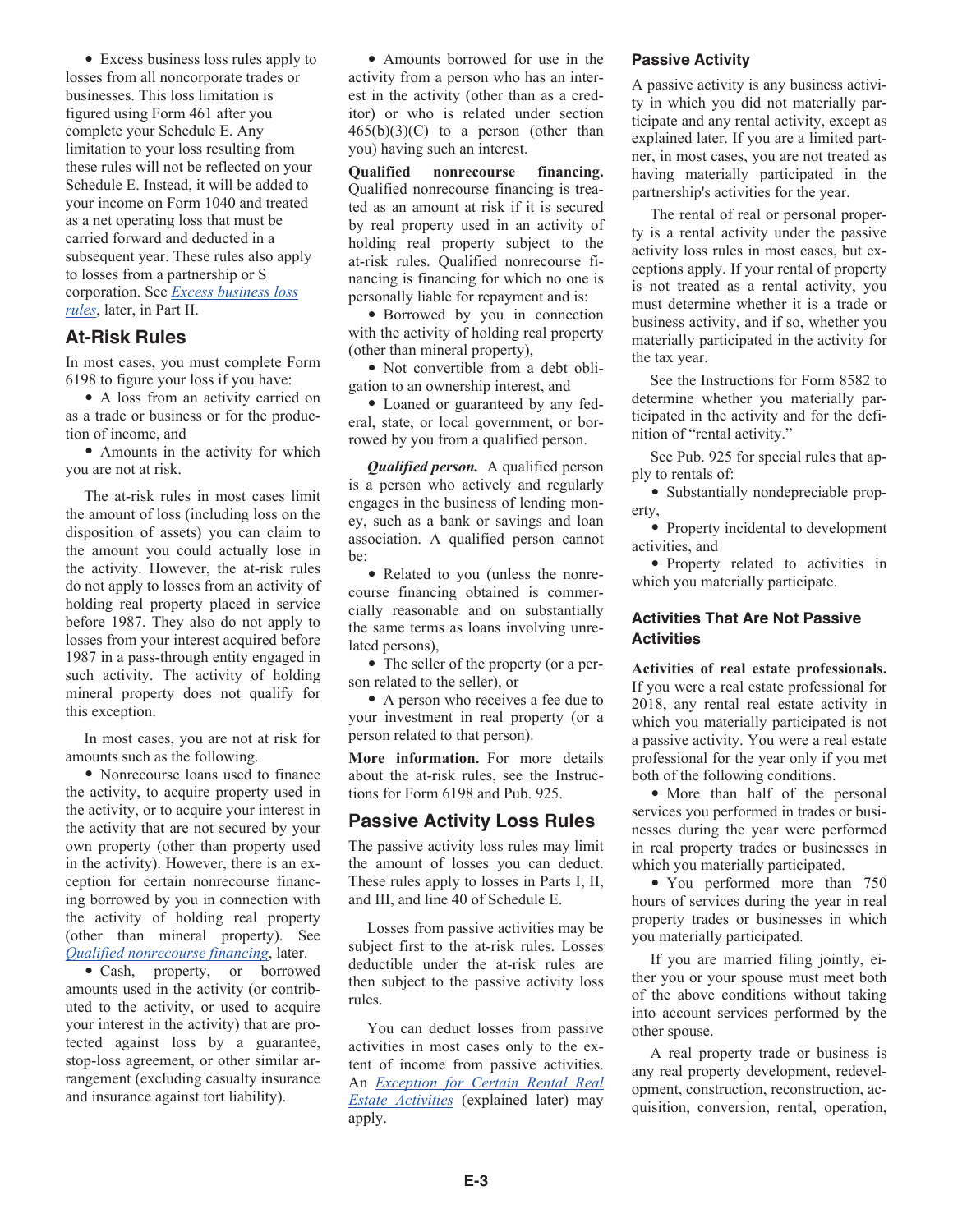- Excess business loss rules apply to losses from all noncorporate trades or businesses. This loss limitation is figured using Form 461 after you complete your Schedule E. Any limitation to your loss resulting from these rules will not be reflected on your Schedule E. Instead, it will be added to your income on Form 1040 and treated as a net operating loss that must be carried forward and deducted in a subsequent year. These rules also apply to losses from a partnership or S corporation. See *Excess business loss rules*, later, in Part II.

## At-Risk Rules

In most cases, you must complete Form 6198 to figure your loss if you have:

- A loss from an activity carried on as a trade or business or for the production of income, and
- Amounts in the activity for which you are not at risk.

The at-risk rules in most cases limit the amount of loss (including loss on the disposition of assets) you can claim to the amount you could actually lose in the activity. However, the at-risk rules do not apply to losses from an activity of holding real property placed in service before 1987. They also do not apply to losses from your interest acquired before 1987 in a pass-through entity engaged in such activity. The activity of holding mineral property does not qualify for this exception.

In most cases, you are not at risk for amounts such as the following.

- Nonrecourse loans used to finance the activity, to acquire property used in the activity, or to acquire your interest in the activity that are not secured by your own property (other than property used in the activity). However, there is an exception for certain nonrecourse financing borrowed by you in connection with the activity of holding real property (other than mineral property). See *Qualified nonrecourse financing*, later.
- Cash, property, or borrowed amounts used in the activity (or contributed to the activity, or used to acquire your interest in the activity) that are protected against loss by a guarantee, stop-loss agreement, or other similar arrangement (excluding casualty insurance and insurance against tort liability).
- Amounts borrowed for use in the activity from a person who has an interest in the activity (other than as a creditor) or who is related under section 465(b)(3)(C) to a person (other than you) having such an interest.

**Qualified nonrecourse financing.** Qualified nonrecourse financing is treated as an amount at risk if it is secured by real property used in an activity of holding real property subject to the at-risk rules. Qualified nonrecourse financing is financing for which no one is personally liable for repayment and is:

- Borrowed by you in connection with the activity of holding real property (other than mineral property),
- Not convertible from a debt obligation to an ownership interest, and
- Loaned or guaranteed by any federal, state, or local government, or borrowed by you from a qualified person.

***Qualified person.*** A qualified person is a person who actively and regularly engages in the business of lending money, such as a bank or savings and loan association. A qualified person cannot be:

- Related to you (unless the nonrecourse financing obtained is commercially reasonable and on substantially the same terms as loans involving unrelated persons),
- The seller of the property (or a person related to the seller), or
- A person who receives a fee due to your investment in real property (or a person related to that person).

**More information.** For more details about the at-risk rules, see the Instructions for Form 6198 and Pub. 925.

## Passive Activity Loss Rules

The passive activity loss rules may limit the amount of losses you can deduct. These rules apply to losses in Parts I, II, and III, and line 40 of Schedule E.

Losses from passive activities may be subject first to the at-risk rules. Losses deductible under the at-risk rules are then subject to the passive activity loss rules.

You can deduct losses from passive activities in most cases only to the extent of income from passive activities. An *Exception for Certain Rental Real Estate Activities* (explained later) may apply.

### Passive Activity

A passive activity is any business activity in which you did not materially participate and any rental activity, except as explained later. If you are a limited partner, in most cases, you are not treated as having materially participated in the partnership's activities for the year.

The rental of real or personal property is a rental activity under the passive activity loss rules in most cases, but exceptions apply. If your rental of property is not treated as a rental activity, you must determine whether it is a trade or business activity, and if so, whether you materially participated in the activity for the tax year.

See the Instructions for Form 8582 to determine whether you materially participated in the activity and for the definition of "rental activity."

See Pub. 925 for special rules that apply to rentals of:

- Substantially nondepreciable property,
- Property incidental to development activities, and
- Property related to activities in which you materially participate.

### Activities That Are Not Passive Activities

**Activities of real estate professionals.** If you were a real estate professional for 2018, any rental real estate activity in which you materially participated is not a passive activity. You were a real estate professional for the year only if you met both of the following conditions.

- More than half of the personal services you performed in trades or businesses during the year were performed in real property trades or businesses in which you materially participated.
- You performed more than 750 hours of services during the year in real property trades or businesses in which you materially participated.

If you are married filing jointly, either you or your spouse must meet both of the above conditions without taking into account services performed by the other spouse.

A real property trade or business is any real property development, redevelopment, construction, reconstruction, acquisition, conversion, rental, operation,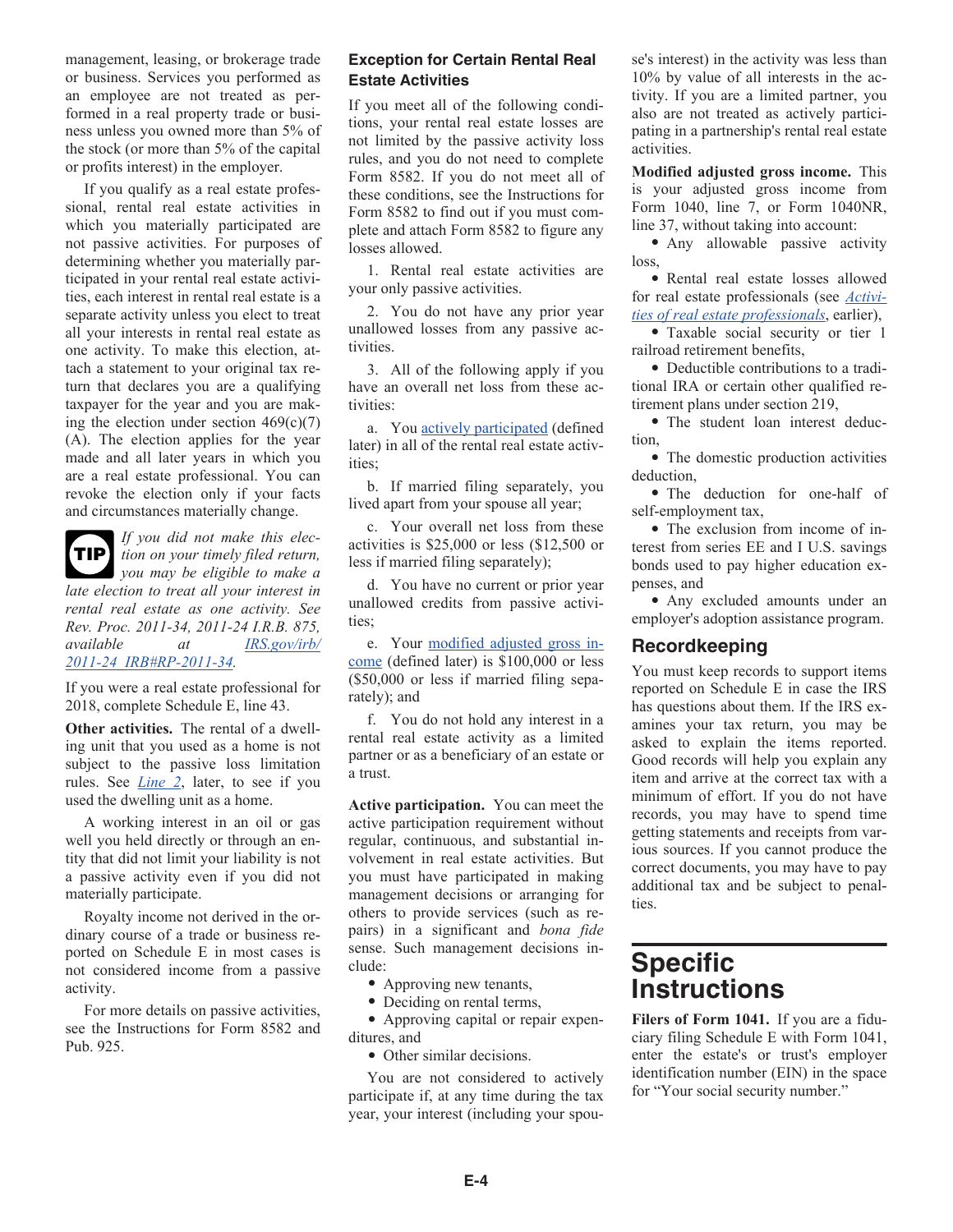management, leasing, or brokerage trade or business. Services you performed as an employee are not treated as performed in a real property trade or business unless you owned more than 5% of the stock (or more than 5% of the capital or profits interest) in the employer.

If you qualify as a real estate professional, rental real estate activities in which you materially participated are not passive activities. For purposes of determining whether you materially participated in your rental real estate activities, each interest in rental real estate is a separate activity unless you elect to treat all your interests in rental real estate as one activity. To make this election, attach a statement to your original tax return that declares you are a qualifying taxpayer for the year and you are making the election under section 469(c)(7)(A). The election applies for the year made and all later years in which you are a real estate professional. You can revoke the election only if your facts and circumstances materially change.

**TIP** *If you did not make this election on your timely filed return, you may be eligible to make a late election to treat all your interest in rental real estate as one activity. See Rev. Proc. 2011-34, 2011-24 I.R.B. 875, available at IRS.gov/irb/2011-24_IRB#RP-2011-34.*

If you were a real estate professional for 2018, complete Schedule E, line 43.

**Other activities.** The rental of a dwelling unit that you used as a home is not subject to the passive loss limitation rules. See *Line 2*, later, to see if you used the dwelling unit as a home.

A working interest in an oil or gas well you held directly or through an entity that did not limit your liability is not a passive activity even if you did not materially participate.

Royalty income not derived in the ordinary course of a trade or business reported on Schedule E in most cases is not considered income from a passive activity.

For more details on passive activities, see the Instructions for Form 8582 and Pub. 925.

### Exception for Certain Rental Real Estate Activities

If you meet all of the following conditions, your rental real estate losses are not limited by the passive activity loss rules, and you do not need to complete Form 8582. If you do not meet all of these conditions, see the Instructions for Form 8582 to find out if you must complete and attach Form 8582 to figure any losses allowed.

1. Rental real estate activities are your only passive activities.

2. You do not have any prior year unallowed losses from any passive activities.

3. All of the following apply if you have an overall net loss from these activities:

a. You actively participated (defined later) in all of the rental real estate activities;

b. If married filing separately, you lived apart from your spouse all year;

c. Your overall net loss from these activities is $25,000 or less ($12,500 or less if married filing separately);

d. You have no current or prior year unallowed credits from passive activities;

e. Your modified adjusted gross income (defined later) is $100,000 or less ($50,000 or less if married filing separately); and

f. You do not hold any interest in a rental real estate activity as a limited partner or as a beneficiary of an estate or a trust.

**Active participation.** You can meet the active participation requirement without regular, continuous, and substantial involvement in real estate activities. But you must have participated in making management decisions or arranging for others to provide services (such as repairs) in a significant and *bona fide* sense. Such management decisions include:

- Approving new tenants,
- Deciding on rental terms,
- Approving capital or repair expenditures, and
- Other similar decisions.

You are not considered to actively participate if, at any time during the tax year, your interest (including your spouse's interest) in the activity was less than 10% by value of all interests in the activity. If you are a limited partner, you also are not treated as actively participating in a partnership's rental real estate activities.

**Modified adjusted gross income.** This is your adjusted gross income from Form 1040, line 7, or Form 1040NR, line 37, without taking into account:

- Any allowable passive activity loss,
- Rental real estate losses allowed for real estate professionals (see *Activities of real estate professionals*, earlier),
- Taxable social security or tier 1 railroad retirement benefits,
- Deductible contributions to a traditional IRA or certain other qualified retirement plans under section 219,
- The student loan interest deduction,
- The domestic production activities deduction,
- The deduction for one-half of self-employment tax,
- The exclusion from income of interest from series EE and I U.S. savings bonds used to pay higher education expenses, and
- Any excluded amounts under an employer's adoption assistance program.

### Recordkeeping

You must keep records to support items reported on Schedule E in case the IRS has questions about them. If the IRS examines your tax return, you may be asked to explain the items reported. Good records will help you explain any item and arrive at the correct tax with a minimum of effort. If you do not have records, you may have to spend time getting statements and receipts from various sources. If you cannot produce the correct documents, you may have to pay additional tax and be subject to penalties.

## Specific Instructions

**Filers of Form 1041.** If you are a fiduciary filing Schedule E with Form 1041, enter the estate's or trust's employer identification number (EIN) in the space for “Your social security number.”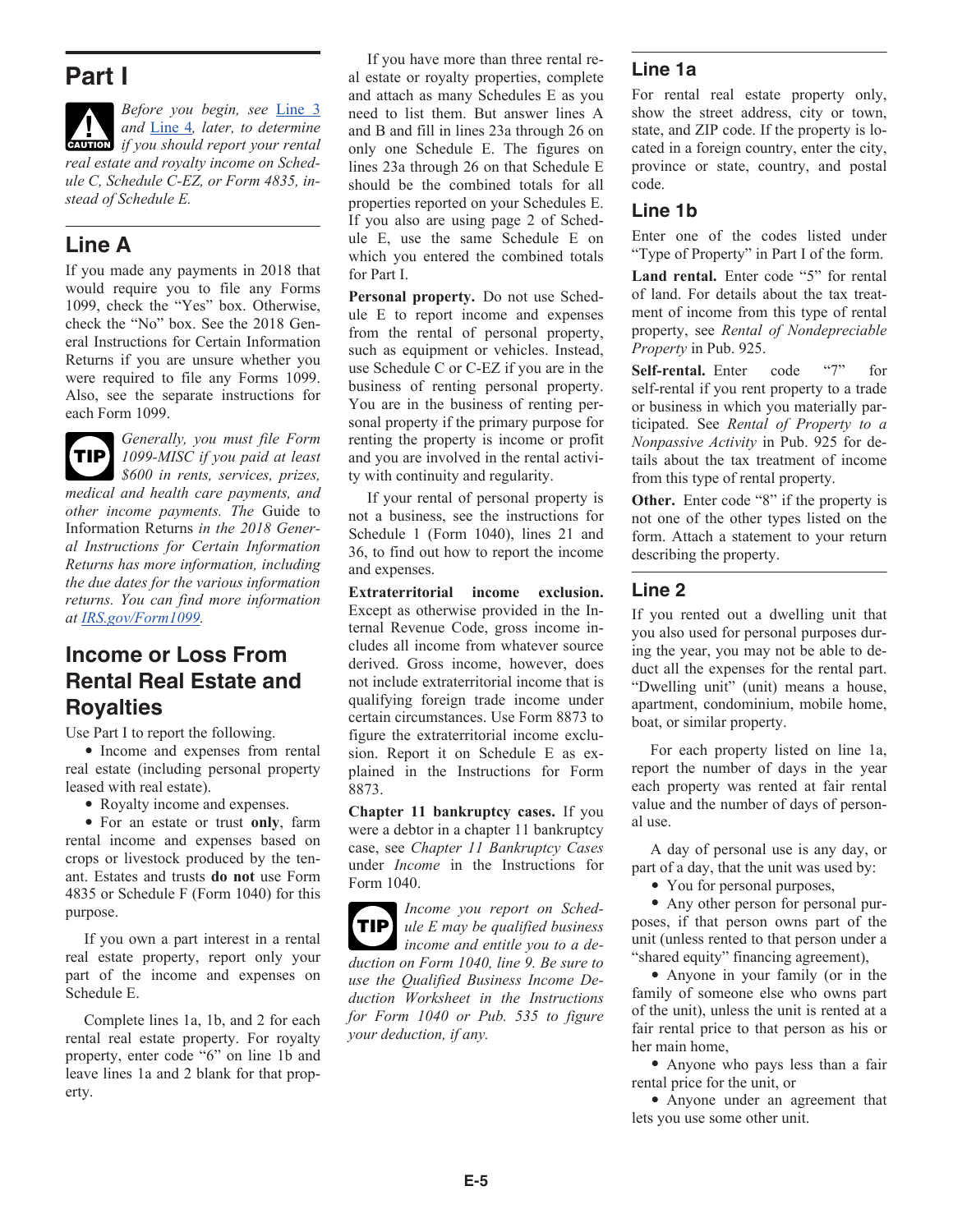## Part I

**CAUTION** *Before you begin, see Line 3 and Line 4, later, to determine if you should report your rental real estate and royalty income on Schedule C, Schedule C-EZ, or Form 4835, instead of Schedule E.*

### Line A

If you made any payments in 2018 that would require you to file any Forms 1099, check the "Yes" box. Otherwise, check the "No" box. See the 2018 General Instructions for Certain Information Returns if you are unsure whether you were required to file any Forms 1099. Also, see the separate instructions for each Form 1099.

**TIP** *Generally, you must file Form 1099-MISC if you paid at least $600 in rents, services, prizes, medical and health care payments, and other income payments. The* Guide to Information Returns *in the 2018 General Instructions for Certain Information Returns has more information, including the due dates for the various information returns. You can find more information at IRS.gov/Form1099.*

## Income or Loss From Rental Real Estate and Royalties

Use Part I to report the following.

- Income and expenses from rental real estate (including personal property leased with real estate).
- Royalty income and expenses.
- For an estate or trust **only**, farm rental income and expenses based on crops or livestock produced by the tenant. Estates and trusts **do not** use Form 4835 or Schedule F (Form 1040) for this purpose.

If you own a part interest in a rental real estate property, report only your part of the income and expenses on Schedule E.

Complete lines 1a, 1b, and 2 for each rental real estate property. For royalty property, enter code "6" on line 1b and leave lines 1a and 2 blank for that property.

If you have more than three rental real estate or royalty properties, complete and attach as many Schedules E as you need to list them. But answer lines A and B and fill in lines 23a through 26 on only one Schedule E. The figures on lines 23a through 26 on that Schedule E should be the combined totals for all properties reported on your Schedules E. If you also are using page 2 of Schedule E, use the same Schedule E on which you entered the combined totals for Part I.

**Personal property.** Do not use Schedule E to report income and expenses from the rental of personal property, such as equipment or vehicles. Instead, use Schedule C or C-EZ if you are in the business of renting personal property. You are in the business of renting personal property if the primary purpose for renting the property is income or profit and you are involved in the rental activity with continuity and regularity.

If your rental of personal property is not a business, see the instructions for Schedule 1 (Form 1040), lines 21 and 36, to find out how to report the income and expenses.

**Extraterritorial income exclusion.** Except as otherwise provided in the Internal Revenue Code, gross income includes all income from whatever source derived. Gross income, however, does not include extraterritorial income that is qualifying foreign trade income under certain circumstances. Use Form 8873 to figure the extraterritorial income exclusion. Report it on Schedule E as explained in the Instructions for Form 8873.

**Chapter 11 bankruptcy cases.** If you were a debtor in a chapter 11 bankruptcy case, see *Chapter 11 Bankruptcy Cases* under *Income* in the Instructions for Form 1040.

**TIP** *Income you report on Schedule E may be qualified business income and entitle you to a deduction on Form 1040, line 9. Be sure to use the Qualified Business Income Deduction Worksheet in the Instructions for Form 1040 or Pub. 535 to figure your deduction, if any.*

### Line 1a

For rental real estate property only, show the street address, city or town, state, and ZIP code. If the property is located in a foreign country, enter the city, province or state, country, and postal code.

### Line 1b

Enter one of the codes listed under "Type of Property" in Part I of the form.

**Land rental.** Enter code "5" for rental of land. For details about the tax treatment of income from this type of rental property, see *Rental of Nondepreciable Property* in Pub. 925.

**Self-rental.** Enter code "7" for self-rental if you rent property to a trade or business in which you materially participated. See *Rental of Property to a Nonpassive Activity* in Pub. 925 for details about the tax treatment of income from this type of rental property.

**Other.** Enter code "8" if the property is not one of the other types listed on the form. Attach a statement to your return describing the property.

### Line 2

If you rented out a dwelling unit that you also used for personal purposes during the year, you may not be able to deduct all the expenses for the rental part. "Dwelling unit" (unit) means a house, apartment, condominium, mobile home, boat, or similar property.

For each property listed on line 1a, report the number of days in the year each property was rented at fair rental value and the number of days of personal use.

A day of personal use is any day, or part of a day, that the unit was used by:

- You for personal purposes,
- Any other person for personal purposes, if that person owns part of the unit (unless rented to that person under a "shared equity" financing agreement),
- Anyone in your family (or in the family of someone else who owns part of the unit), unless the unit is rented at a fair rental price to that person as his or her main home,
- Anyone who pays less than a fair rental price for the unit, or
- Anyone under an agreement that lets you use some other unit.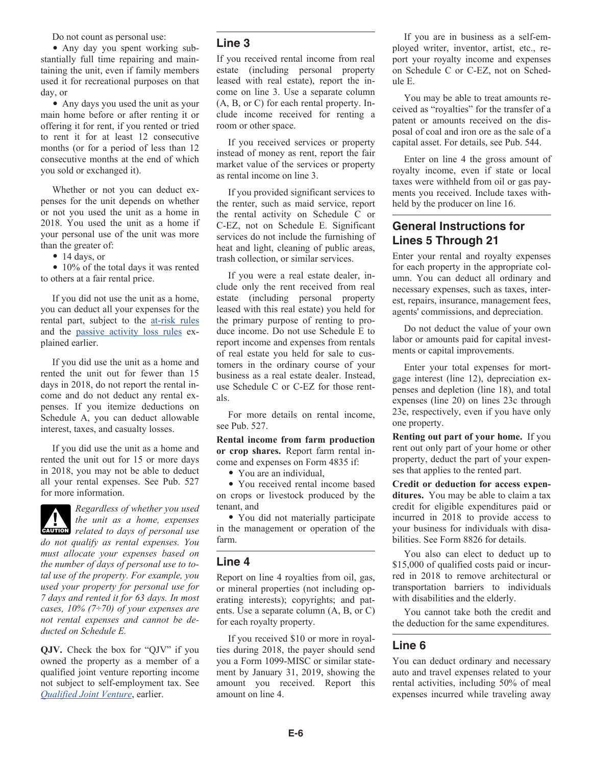Do not count as personal use:

- Any day you spent working substantially full time repairing and maintaining the unit, even if family members used it for recreational purposes on that day, or
- Any days you used the unit as your main home before or after renting it or offering it for rent, if you rented or tried to rent it for at least 12 consecutive months (or for a period of less than 12 consecutive months at the end of which you sold or exchanged it).

Whether or not you can deduct expenses for the unit depends on whether or not you used the unit as a home in 2018. You used the unit as a home if your personal use of the unit was more than the greater of:

- 14 days, or
- 10% of the total days it was rented to others at a fair rental price.

If you did not use the unit as a home, you can deduct all your expenses for the rental part, subject to the at-risk rules and the passive activity loss rules explained earlier.

If you did use the unit as a home and rented the unit out for fewer than 15 days in 2018, do not report the rental income and do not deduct any rental expenses. If you itemize deductions on Schedule A, you can deduct allowable interest, taxes, and casualty losses.

If you did use the unit as a home and rented the unit out for 15 or more days in 2018, you may not be able to deduct all your rental expenses. See Pub. 527 for more information.

**CAUTION** *Regardless of whether you used the unit as a home, expenses related to days of personal use do not qualify as rental expenses. You must allocate your expenses based on the number of days of personal use to total use of the property. For example, you used your property for personal use for 7 days and rented it for 63 days. In most cases, 10% (7÷70) of your expenses are not rental expenses and cannot be deducted on Schedule E.*

**QJV.** Check the box for "QJV" if you owned the property as a member of a qualified joint venture reporting income not subject to self-employment tax. See *Qualified Joint Venture*, earlier.

## Line 3

If you received rental income from real estate (including personal property leased with real estate), report the income on line 3. Use a separate column (A, B, or C) for each rental property. Include income received for renting a room or other space.

If you received services or property instead of money as rent, report the fair market value of the services or property as rental income on line 3.

If you provided significant services to the renter, such as maid service, report the rental activity on Schedule C or C-EZ, not on Schedule E. Significant services do not include the furnishing of heat and light, cleaning of public areas, trash collection, or similar services.

If you were a real estate dealer, include only the rent received from real estate (including personal property leased with this real estate) you held for the primary purpose of renting to produce income. Do not use Schedule E to report income and expenses from rentals of real estate you held for sale to customers in the ordinary course of your business as a real estate dealer. Instead, use Schedule C or C-EZ for those rentals.

For more details on rental income, see Pub. 527.

**Rental income from farm production or crop shares.** Report farm rental income and expenses on Form 4835 if:

- You are an individual,
- You received rental income based on crops or livestock produced by the tenant, and
- You did not materially participate in the management or operation of the farm.

## Line 4

Report on line 4 royalties from oil, gas, or mineral properties (not including operating interests); copyrights; and patents. Use a separate column (A, B, or C) for each royalty property.

If you received $10 or more in royalties during 2018, the payer should send you a Form 1099-MISC or similar statement by January 31, 2019, showing the amount you received. Report this amount on line 4.

If you are in business as a self-employed writer, inventor, artist, etc., report your royalty income and expenses on Schedule C or C-EZ, not on Schedule E.

You may be able to treat amounts received as "royalties" for the transfer of a patent or amounts received on the disposal of coal and iron ore as the sale of a capital asset. For details, see Pub. 544.

Enter on line 4 the gross amount of royalty income, even if state or local taxes were withheld from oil or gas payments you received. Include taxes withheld by the producer on line 16.

## General Instructions for Lines 5 Through 21

Enter your rental and royalty expenses for each property in the appropriate column. You can deduct all ordinary and necessary expenses, such as taxes, interest, repairs, insurance, management fees, agents' commissions, and depreciation.

Do not deduct the value of your own labor or amounts paid for capital investments or capital improvements.

Enter your total expenses for mortgage interest (line 12), depreciation expenses and depletion (line 18), and total expenses (line 20) on lines 23c through 23e, respectively, even if you have only one property.

**Renting out part of your home.** If you rent out only part of your home or other property, deduct the part of your expenses that applies to the rented part.

**Credit or deduction for access expenditures.** You may be able to claim a tax credit for eligible expenditures paid or incurred in 2018 to provide access to your business for individuals with disabilities. See Form 8826 for details.

You also can elect to deduct up to $15,000 of qualified costs paid or incurred in 2018 to remove architectural or transportation barriers to individuals with disabilities and the elderly.

You cannot take both the credit and the deduction for the same expenditures.

## Line 6

You can deduct ordinary and necessary auto and travel expenses related to your rental activities, including 50% of meal expenses incurred while traveling away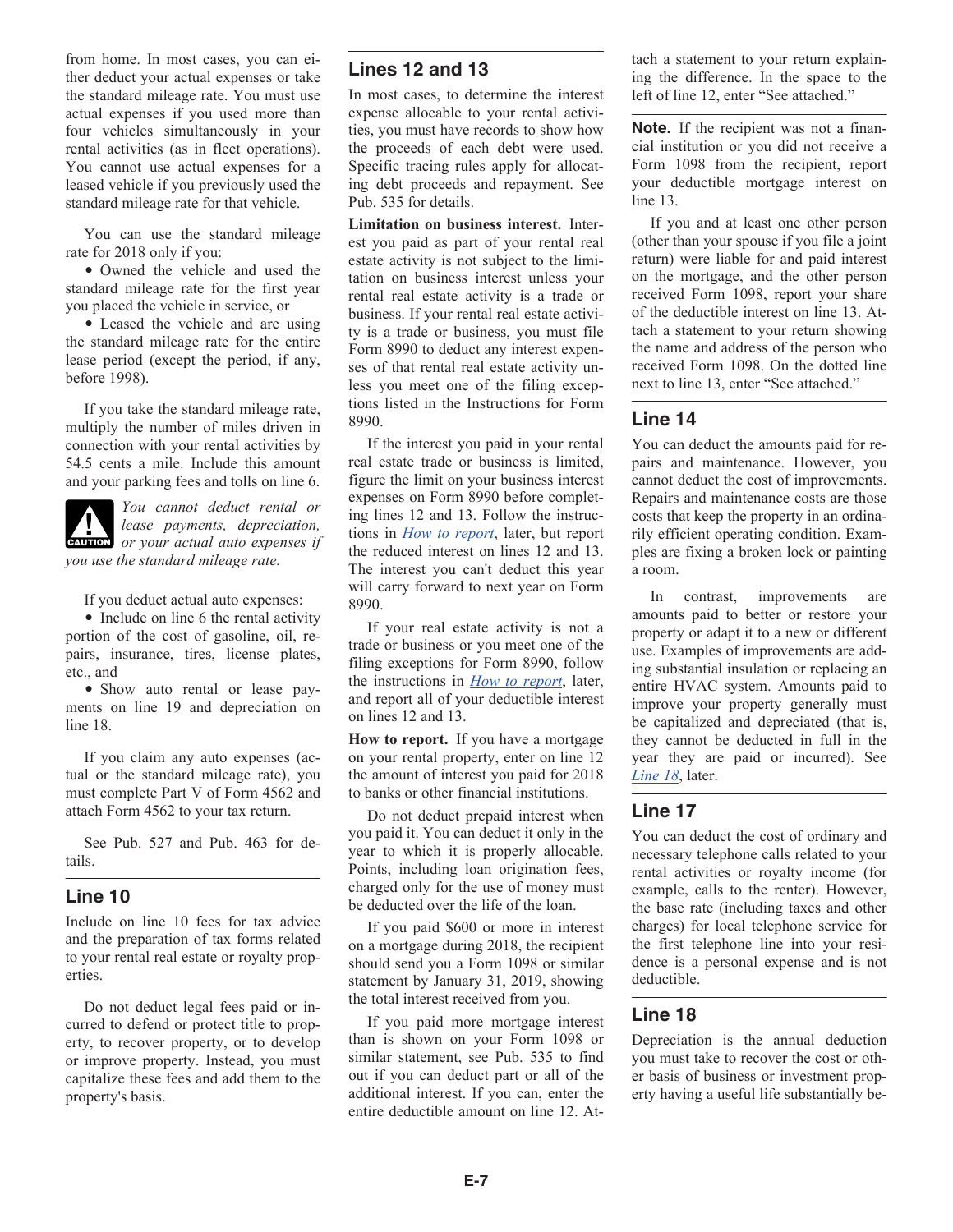from home. In most cases, you can either deduct your actual expenses or take the standard mileage rate. You must use actual expenses if you used more than four vehicles simultaneously in your rental activities (as in fleet operations). You cannot use actual expenses for a leased vehicle if you previously used the standard mileage rate for that vehicle.

You can use the standard mileage rate for 2018 only if you:

- Owned the vehicle and used the standard mileage rate for the first year you placed the vehicle in service, or
- Leased the vehicle and are using the standard mileage rate for the entire lease period (except the period, if any, before 1998).

If you take the standard mileage rate, multiply the number of miles driven in connection with your rental activities by 54.5 cents a mile. Include this amount and your parking fees and tolls on line 6.

**CAUTION** *You cannot deduct rental or lease payments, depreciation, or your actual auto expenses if you use the standard mileage rate.*

If you deduct actual auto expenses:

- Include on line 6 the rental activity portion of the cost of gasoline, oil, repairs, insurance, tires, license plates, etc., and
- Show auto rental or lease payments on line 19 and depreciation on line 18.

If you claim any auto expenses (actual or the standard mileage rate), you must complete Part V of Form 4562 and attach Form 4562 to your tax return.

See Pub. 527 and Pub. 463 for details.

## Line 10

Include on line 10 fees for tax advice and the preparation of tax forms related to your rental real estate or royalty properties.

Do not deduct legal fees paid or incurred to defend or protect title to property, to recover property, or to develop or improve property. Instead, you must capitalize these fees and add them to the property's basis.

## Lines 12 and 13

In most cases, to determine the interest expense allocable to your rental activities, you must have records to show how the proceeds of each debt were used. Specific tracing rules apply for allocating debt proceeds and repayment. See Pub. 535 for details.

**Limitation on business interest.** Interest you paid as part of your rental real estate activity is not subject to the limitation on business interest unless your rental real estate activity is a trade or business. If your rental real estate activity is a trade or business, you must file Form 8990 to deduct any interest expenses of that rental real estate activity unless you meet one of the filing exceptions listed in the Instructions for Form 8990.

If the interest you paid in your rental real estate trade or business is limited, figure the limit on your business interest expenses on Form 8990 before completing lines 12 and 13. Follow the instructions in *How to report*, later, but report the reduced interest on lines 12 and 13. The interest you can't deduct this year will carry forward to next year on Form 8990.

If your real estate activity is not a trade or business or you meet one of the filing exceptions for Form 8990, follow the instructions in *How to report*, later, and report all of your deductible interest on lines 12 and 13.

**How to report.** If you have a mortgage on your rental property, enter on line 12 the amount of interest you paid for 2018 to banks or other financial institutions.

Do not deduct prepaid interest when you paid it. You can deduct it only in the year to which it is properly allocable. Points, including loan origination fees, charged only for the use of money must be deducted over the life of the loan.

If you paid $600 or more in interest on a mortgage during 2018, the recipient should send you a Form 1098 or similar statement by January 31, 2019, showing the total interest received from you.

If you paid more mortgage interest than is shown on your Form 1098 or similar statement, see Pub. 535 to find out if you can deduct part or all of the additional interest. If you can, enter the entire deductible amount on line 12. Attach a statement to your return explaining the difference. In the space to the left of line 12, enter "See attached."

**Note.** If the recipient was not a financial institution or you did not receive a Form 1098 from the recipient, report your deductible mortgage interest on line 13.

If you and at least one other person (other than your spouse if you file a joint return) were liable for and paid interest on the mortgage, and the other person received Form 1098, report your share of the deductible interest on line 13. Attach a statement to your return showing the name and address of the person who received Form 1098. On the dotted line next to line 13, enter "See attached."

## Line 14

You can deduct the amounts paid for repairs and maintenance. However, you cannot deduct the cost of improvements. Repairs and maintenance costs are those costs that keep the property in an ordinarily efficient operating condition. Examples are fixing a broken lock or painting a room.

In contrast, improvements are amounts paid to better or restore your property or adapt it to a new or different use. Examples of improvements are adding substantial insulation or replacing an entire HVAC system. Amounts paid to improve your property generally must be capitalized and depreciated (that is, they cannot be deducted in full in the year they are paid or incurred). See *Line 18*, later.

## Line 17

You can deduct the cost of ordinary and necessary telephone calls related to your rental activities or royalty income (for example, calls to the renter). However, the base rate (including taxes and other charges) for local telephone service for the first telephone line into your residence is a personal expense and is not deductible.

## Line 18

Depreciation is the annual deduction you must take to recover the cost or other basis of business or investment property having a useful life substantially be-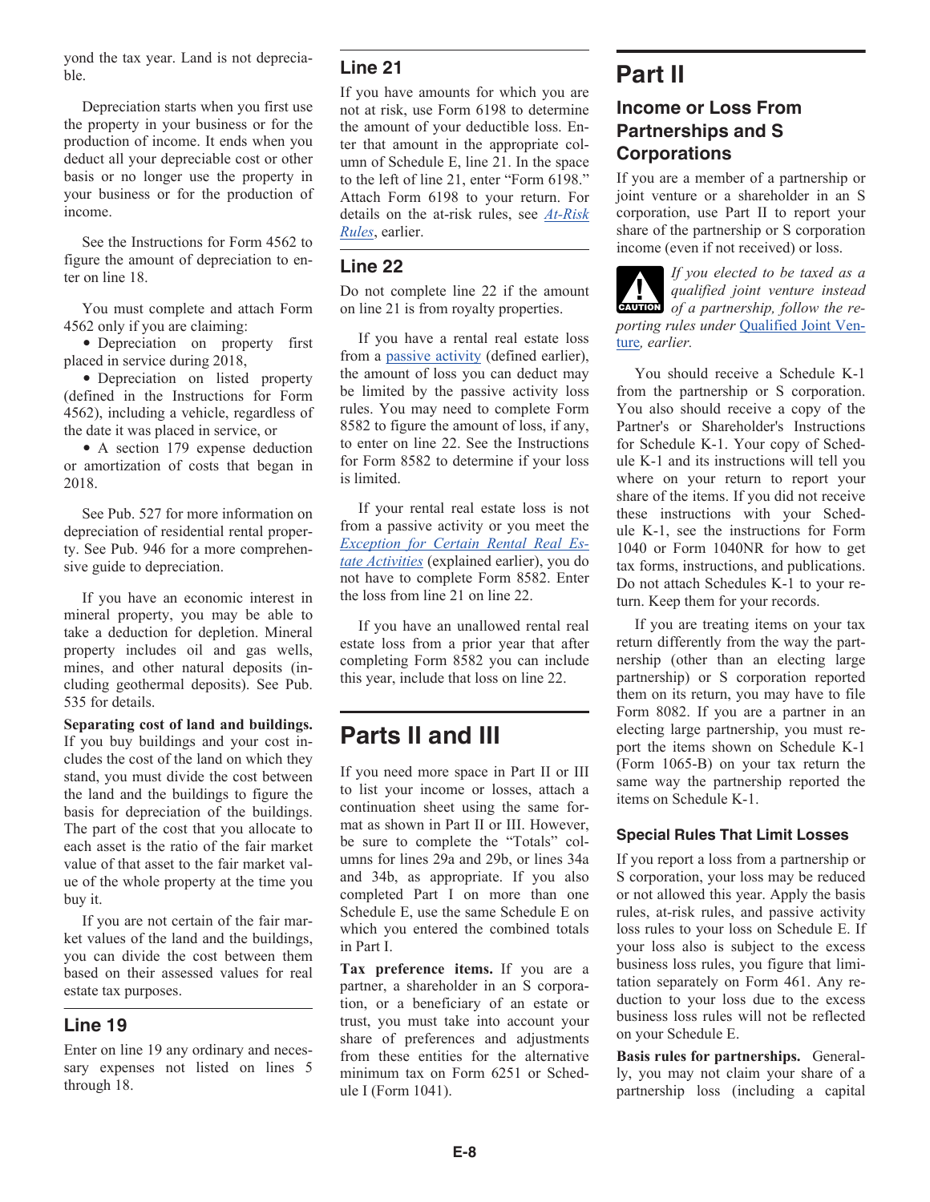yond the tax year. Land is not depreciable.

Depreciation starts when you first use the property in your business or for the production of income. It ends when you deduct all your depreciable cost or other basis or no longer use the property in your business or for the production of income.

See the Instructions for Form 4562 to figure the amount of depreciation to enter on line 18.

You must complete and attach Form 4562 only if you are claiming:

- Depreciation on property first placed in service during 2018,
- Depreciation on listed property (defined in the Instructions for Form 4562), including a vehicle, regardless of the date it was placed in service, or
- A section 179 expense deduction or amortization of costs that began in 2018.

See Pub. 527 for more information on depreciation of residential rental property. See Pub. 946 for a more comprehensive guide to depreciation.

If you have an economic interest in mineral property, you may be able to take a deduction for depletion. Mineral property includes oil and gas wells, mines, and other natural deposits (including geothermal deposits). See Pub. 535 for details.

**Separating cost of land and buildings.** If you buy buildings and your cost includes the cost of the land on which they stand, you must divide the cost between the land and the buildings to figure the basis for depreciation of the buildings. The part of the cost that you allocate to each asset is the ratio of the fair market value of that asset to the fair market value of the whole property at the time you buy it.

If you are not certain of the fair market values of the land and the buildings, you can divide the cost between them based on their assessed values for real estate tax purposes.

## Line 19

Enter on line 19 any ordinary and necessary expenses not listed on lines 5 through 18.

## Line 21

If you have amounts for which you are not at risk, use Form 6198 to determine the amount of your deductible loss. Enter that amount in the appropriate column of Schedule E, line 21. In the space to the left of line 21, enter "Form 6198." Attach Form 6198 to your return. For details on the at-risk rules, see *At-Risk Rules*, earlier.

## Line 22

Do not complete line 22 if the amount on line 21 is from royalty properties.

If you have a rental real estate loss from a passive activity (defined earlier), the amount of loss you can deduct may be limited by the passive activity loss rules. You may need to complete Form 8582 to figure the amount of loss, if any, to enter on line 22. See the Instructions for Form 8582 to determine if your loss is limited.

If your rental real estate loss is not from a passive activity or you meet the *Exception for Certain Rental Real Estate Activities* (explained earlier), you do not have to complete Form 8582. Enter the loss from line 21 on line 22.

If you have an unallowed rental real estate loss from a prior year that after completing Form 8582 you can include this year, include that loss on line 22.

# Parts II and III

If you need more space in Part II or III to list your income or losses, attach a continuation sheet using the same format as shown in Part II or III. However, be sure to complete the "Totals" columns for lines 29a and 29b, or lines 34a and 34b, as appropriate. If you also completed Part I on more than one Schedule E, use the same Schedule E on which you entered the combined totals in Part I.

**Tax preference items.** If you are a partner, a shareholder in an S corporation, or a beneficiary of an estate or trust, you must take into account your share of preferences and adjustments from these entities for the alternative minimum tax on Form 6251 or Schedule I (Form 1041).

# Part II

## Income or Loss From Partnerships and S Corporations

If you are a member of a partnership or joint venture or a shareholder in an S corporation, use Part II to report your share of the partnership or S corporation income (even if not received) or loss.

CAUTION: *If you elected to be taxed as a qualified joint venture instead of a partnership, follow the reporting rules under Qualified Joint Venture, earlier.*

You should receive a Schedule K-1 from the partnership or S corporation. You also should receive a copy of the Partner's or Shareholder's Instructions for Schedule K-1. Your copy of Schedule K-1 and its instructions will tell you where on your return to report your share of the items. If you did not receive these instructions with your Schedule K-1, see the instructions for Form 1040 or Form 1040NR for how to get tax forms, instructions, and publications. Do not attach Schedules K-1 to your return. Keep them for your records.

If you are treating items on your tax return differently from the way the partnership (other than an electing large partnership) or S corporation reported them on its return, you may have to file Form 8082. If you are a partner in an electing large partnership, you must report the items shown on Schedule K-1 (Form 1065-B) on your tax return the same way the partnership reported the items on Schedule K-1.

### Special Rules That Limit Losses

If you report a loss from a partnership or S corporation, your loss may be reduced or not allowed this year. Apply the basis rules, at-risk rules, and passive activity loss rules to your loss on Schedule E. If your loss also is subject to the excess business loss rules, you figure that limitation separately on Form 461. Any reduction to your loss due to the excess business loss rules will not be reflected on your Schedule E.

**Basis rules for partnerships.** Generally, you may not claim your share of a partnership loss (including a capital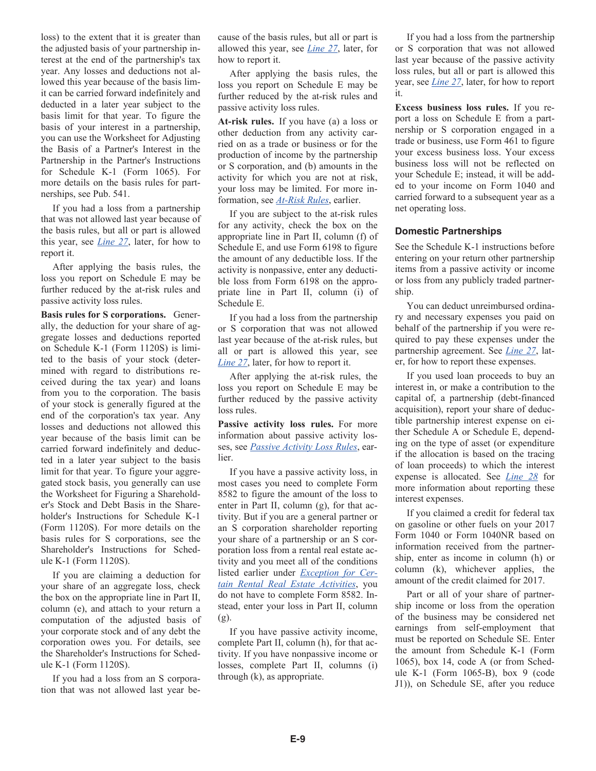loss) to the extent that it is greater than the adjusted basis of your partnership interest at the end of the partnership's tax year. Any losses and deductions not allowed this year because of the basis limit can be carried forward indefinitely and deducted in a later year subject to the basis limit for that year. To figure the basis of your interest in a partnership, you can use the Worksheet for Adjusting the Basis of a Partner's Interest in the Partnership in the Partner's Instructions for Schedule K-1 (Form 1065). For more details on the basis rules for partnerships, see Pub. 541.

If you had a loss from a partnership that was not allowed last year because of the basis rules, but all or part is allowed this year, see *Line 27*, later, for how to report it.

After applying the basis rules, the loss you report on Schedule E may be further reduced by the at-risk rules and passive activity loss rules.

**Basis rules for S corporations.** Generally, the deduction for your share of aggregate losses and deductions reported on Schedule K-1 (Form 1120S) is limited to the basis of your stock (determined with regard to distributions received during the tax year) and loans from you to the corporation. The basis of your stock is generally figured at the end of the corporation's tax year. Any losses and deductions not allowed this year because of the basis limit can be carried forward indefinitely and deducted in a later year subject to the basis limit for that year. To figure your aggregated stock basis, you generally can use the Worksheet for Figuring a Shareholder's Stock and Debt Basis in the Shareholder's Instructions for Schedule K-1 (Form 1120S). For more details on the basis rules for S corporations, see the Shareholder's Instructions for Schedule K-1 (Form 1120S).

If you are claiming a deduction for your share of an aggregate loss, check the box on the appropriate line in Part II, column (e), and attach to your return a computation of the adjusted basis of your corporate stock and of any debt the corporation owes you. For details, see the Shareholder's Instructions for Schedule K-1 (Form 1120S).

If you had a loss from an S corporation that was not allowed last year because of the basis rules, but all or part is allowed this year, see *Line 27*, later, for how to report it.

After applying the basis rules, the loss you report on Schedule E may be further reduced by the at-risk rules and passive activity loss rules.

**At-risk rules.** If you have (a) a loss or other deduction from any activity carried on as a trade or business or for the production of income by the partnership or S corporation, and (b) amounts in the activity for which you are not at risk, your loss may be limited. For more information, see *At-Risk Rules*, earlier.

If you are subject to the at-risk rules for any activity, check the box on the appropriate line in Part II, column (f) of Schedule E, and use Form 6198 to figure the amount of any deductible loss. If the activity is nonpassive, enter any deductible loss from Form 6198 on the appropriate line in Part II, column (i) of Schedule E.

If you had a loss from the partnership or S corporation that was not allowed last year because of the at-risk rules, but all or part is allowed this year, see *Line 27*, later, for how to report it.

After applying the at-risk rules, the loss you report on Schedule E may be further reduced by the passive activity loss rules.

**Passive activity loss rules.** For more information about passive activity losses, see *Passive Activity Loss Rules*, earlier.

If you have a passive activity loss, in most cases you need to complete Form 8582 to figure the amount of the loss to enter in Part II, column (g), for that activity. But if you are a general partner or an S corporation shareholder reporting your share of a partnership or an S corporation loss from a rental real estate activity and you meet all of the conditions listed earlier under *Exception for Certain Rental Real Estate Activities*, you do not have to complete Form 8582. Instead, enter your loss in Part II, column (g).

If you have passive activity income, complete Part II, column (h), for that activity. If you have nonpassive income or losses, complete Part II, columns (i) through (k), as appropriate.

If you had a loss from the partnership or S corporation that was not allowed last year because of the passive activity loss rules, but all or part is allowed this year, see *Line 27*, later, for how to report it.

**Excess business loss rules.** If you report a loss on Schedule E from a partnership or S corporation engaged in a trade or business, use Form 461 to figure your excess business loss. Your excess business loss will not be reflected on your Schedule E; instead, it will be added to your income on Form 1040 and carried forward to a subsequent year as a net operating loss.

### Domestic Partnerships

See the Schedule K-1 instructions before entering on your return other partnership items from a passive activity or income or loss from any publicly traded partnership.

You can deduct unreimbursed ordinary and necessary expenses you paid on behalf of the partnership if you were required to pay these expenses under the partnership agreement. See *Line 27*, later, for how to report these expenses.

If you used loan proceeds to buy an interest in, or make a contribution to the capital of, a partnership (debt-financed acquisition), report your share of deductible partnership interest expense on either Schedule A or Schedule E, depending on the type of asset (or expenditure if the allocation is based on the tracing of loan proceeds) to which the interest expense is allocated. See *Line 28* for more information about reporting these interest expenses.

If you claimed a credit for federal tax on gasoline or other fuels on your 2017 Form 1040 or Form 1040NR based on information received from the partnership, enter as income in column (h) or column (k), whichever applies, the amount of the credit claimed for 2017.

Part or all of your share of partnership income or loss from the operation of the business may be considered net earnings from self-employment that must be reported on Schedule SE. Enter the amount from Schedule K-1 (Form 1065), box 14, code A (or from Schedule K-1 (Form 1065-B), box 9 (code J1)), on Schedule SE, after you reduce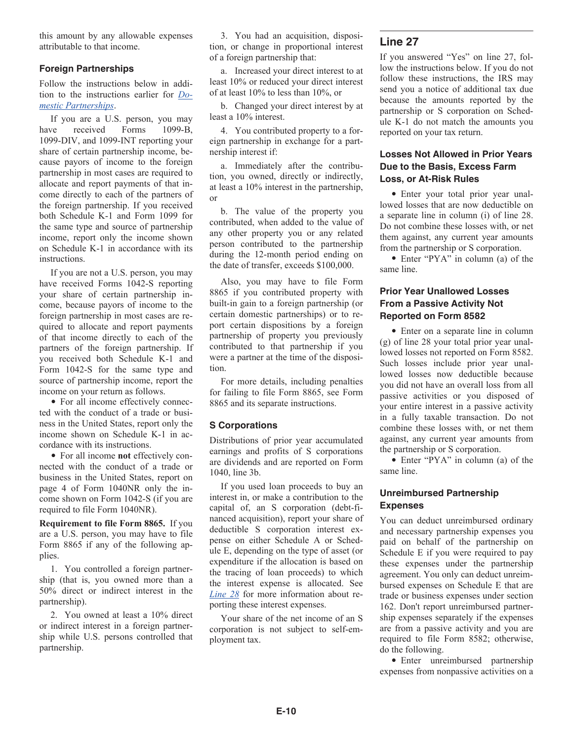this amount by any allowable expenses attributable to that income.

### Foreign Partnerships

Follow the instructions below in addition to the instructions earlier for *Domestic Partnerships*.

If you are a U.S. person, you may have received Forms 1099-B, 1099-DIV, and 1099-INT reporting your share of certain partnership income, because payors of income to the foreign partnership in most cases are required to allocate and report payments of that income directly to each of the partners of the foreign partnership. If you received both Schedule K-1 and Form 1099 for the same type and source of partnership income, report only the income shown on Schedule K-1 in accordance with its instructions.

If you are not a U.S. person, you may have received Forms 1042-S reporting your share of certain partnership income, because payors of income to the foreign partnership in most cases are required to allocate and report payments of that income directly to each of the partners of the foreign partnership. If you received both Schedule K-1 and Form 1042-S for the same type and source of partnership income, report the income on your return as follows.

- For all income effectively connected with the conduct of a trade or business in the United States, report only the income shown on Schedule K-1 in accordance with its instructions.
- For all income **not** effectively connected with the conduct of a trade or business in the United States, report on page 4 of Form 1040NR only the income shown on Form 1042-S (if you are required to file Form 1040NR).

**Requirement to file Form 8865.** If you are a U.S. person, you may have to file Form 8865 if any of the following applies.

1. You controlled a foreign partnership (that is, you owned more than a 50% direct or indirect interest in the partnership).

2. You owned at least a 10% direct or indirect interest in a foreign partnership while U.S. persons controlled that partnership.

3. You had an acquisition, disposition, or change in proportional interest of a foreign partnership that:

a. Increased your direct interest to at least 10% or reduced your direct interest of at least 10% to less than 10%, or

b. Changed your direct interest by at least a 10% interest.

4. You contributed property to a foreign partnership in exchange for a partnership interest if:

a. Immediately after the contribution, you owned, directly or indirectly, at least a 10% interest in the partnership, or

b. The value of the property you contributed, when added to the value of any other property you or any related person contributed to the partnership during the 12-month period ending on the date of transfer, exceeds $100,000.

Also, you may have to file Form 8865 if you contributed property with built-in gain to a foreign partnership (or certain domestic partnerships) or to report certain dispositions by a foreign partnership of property you previously contributed to that partnership if you were a partner at the time of the disposition.

For more details, including penalties for failing to file Form 8865, see Form 8865 and its separate instructions.

### S Corporations

Distributions of prior year accumulated earnings and profits of S corporations are dividends and are reported on Form 1040, line 3b.

If you used loan proceeds to buy an interest in, or make a contribution to the capital of, an S corporation (debt-financed acquisition), report your share of deductible S corporation interest expense on either Schedule A or Schedule E, depending on the type of asset (or expenditure if the allocation is based on the tracing of loan proceeds) to which the interest expense is allocated. See *Line 28* for more information about reporting these interest expenses.

Your share of the net income of an S corporation is not subject to self-employment tax.

## Line 27

If you answered "Yes" on line 27, follow the instructions below. If you do not follow these instructions, the IRS may send you a notice of additional tax due because the amounts reported by the partnership or S corporation on Schedule K-1 do not match the amounts you reported on your tax return.

### Losses Not Allowed in Prior Years Due to the Basis, Excess Farm Loss, or At-Risk Rules

- Enter your total prior year unallowed losses that are now deductible on a separate line in column (i) of line 28. Do not combine these losses with, or net them against, any current year amounts from the partnership or S corporation.
- Enter "PYA" in column (a) of the same line.

### Prior Year Unallowed Losses From a Passive Activity Not Reported on Form 8582

- Enter on a separate line in column (g) of line 28 your total prior year unallowed losses not reported on Form 8582. Such losses include prior year unallowed losses now deductible because you did not have an overall loss from all passive activities or you disposed of your entire interest in a passive activity in a fully taxable transaction. Do not combine these losses with, or net them against, any current year amounts from the partnership or S corporation.
- Enter "PYA" in column (a) of the same line.

### Unreimbursed Partnership Expenses

You can deduct unreimbursed ordinary and necessary partnership expenses you paid on behalf of the partnership on Schedule E if you were required to pay these expenses under the partnership agreement. You only can deduct unreimbursed expenses on Schedule E that are trade or business expenses under section 162. Don't report unreimbursed partnership expenses separately if the expenses are from a passive activity and you are required to file Form 8582; otherwise, do the following.

- Enter unreimbursed partnership expenses from nonpassive activities on a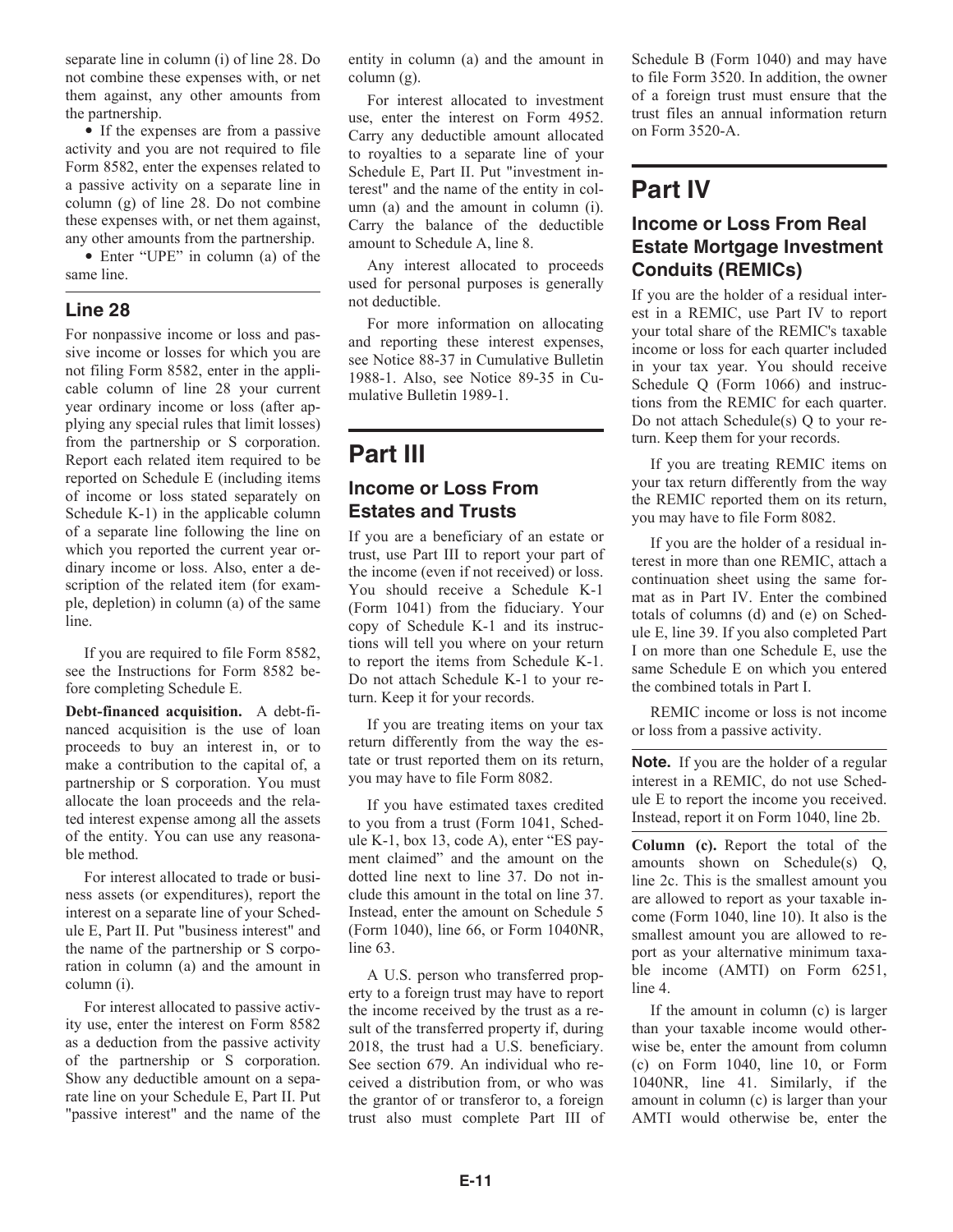separate line in column (i) of line 28. Do not combine these expenses with, or net them against, any other amounts from the partnership.

- If the expenses are from a passive activity and you are not required to file Form 8582, enter the expenses related to a passive activity on a separate line in column (g) of line 28. Do not combine these expenses with, or net them against, any other amounts from the partnership.
- Enter "UPE" in column (a) of the same line.

### Line 28

For nonpassive income or loss and passive income or losses for which you are not filing Form 8582, enter in the applicable column of line 28 your current year ordinary income or loss (after applying any special rules that limit losses) from the partnership or S corporation. Report each related item required to be reported on Schedule E (including items of income or loss stated separately on Schedule K-1) in the applicable column of a separate line following the line on which you reported the current year ordinary income or loss. Also, enter a description of the related item (for example, depletion) in column (a) of the same line.

If you are required to file Form 8582, see the Instructions for Form 8582 before completing Schedule E.

**Debt-financed acquisition.** A debt-financed acquisition is the use of loan proceeds to buy an interest in, or to make a contribution to the capital of, a partnership or S corporation. You must allocate the loan proceeds and the related interest expense among all the assets of the entity. You can use any reasonable method.

For interest allocated to trade or business assets (or expenditures), report the interest on a separate line of your Schedule E, Part II. Put "business interest" and the name of the partnership or S corporation in column (a) and the amount in column (i).

For interest allocated to passive activity use, enter the interest on Form 8582 as a deduction from the passive activity of the partnership or S corporation. Show any deductible amount on a separate line on your Schedule E, Part II. Put "passive interest" and the name of the entity in column (a) and the amount in column (g).

For interest allocated to investment use, enter the interest on Form 4952. Carry any deductible amount allocated to royalties to a separate line of your Schedule E, Part II. Put "investment interest" and the name of the entity in column (a) and the amount in column (i). Carry the balance of the deductible amount to Schedule A, line 8.

Any interest allocated to proceeds used for personal purposes is generally not deductible.

For more information on allocating and reporting these interest expenses, see Notice 88-37 in Cumulative Bulletin 1988-1. Also, see Notice 89-35 in Cumulative Bulletin 1989-1.

# Part III

## Income or Loss From Estates and Trusts

If you are a beneficiary of an estate or trust, use Part III to report your part of the income (even if not received) or loss. You should receive a Schedule K-1 (Form 1041) from the fiduciary. Your copy of Schedule K-1 and its instructions will tell you where on your return to report the items from Schedule K-1. Do not attach Schedule K-1 to your return. Keep it for your records.

If you are treating items on your tax return differently from the way the estate or trust reported them on its return, you may have to file Form 8082.

If you have estimated taxes credited to you from a trust (Form 1041, Schedule K-1, box 13, code A), enter "ES payment claimed" and the amount on the dotted line next to line 37. Do not include this amount in the total on line 37. Instead, enter the amount on Schedule 5 (Form 1040), line 66, or Form 1040NR, line 63.

A U.S. person who transferred property to a foreign trust may have to report the income received by the trust as a result of the transferred property if, during 2018, the trust had a U.S. beneficiary. See section 679. An individual who received a distribution from, or who was the grantor of or transferor to, a foreign trust also must complete Part III of Schedule B (Form 1040) and may have to file Form 3520. In addition, the owner of a foreign trust must ensure that the trust files an annual information return on Form 3520-A.

# Part IV

## Income or Loss From Real Estate Mortgage Investment Conduits (REMICs)

If you are the holder of a residual interest in a REMIC, use Part IV to report your total share of the REMIC's taxable income or loss for each quarter included in your tax year. You should receive Schedule Q (Form 1066) and instructions from the REMIC for each quarter. Do not attach Schedule(s) Q to your return. Keep them for your records.

If you are treating REMIC items on your tax return differently from the way the REMIC reported them on its return, you may have to file Form 8082.

If you are the holder of a residual interest in more than one REMIC, attach a continuation sheet using the same format as in Part IV. Enter the combined totals of columns (d) and (e) on Schedule E, line 39. If you also completed Part I on more than one Schedule E, use the same Schedule E on which you entered the combined totals in Part I.

REMIC income or loss is not income or loss from a passive activity.

**Note.** If you are the holder of a regular interest in a REMIC, do not use Schedule E to report the income you received. Instead, report it on Form 1040, line 2b.

**Column (c).** Report the total of the amounts shown on Schedule(s) Q, line 2c. This is the smallest amount you are allowed to report as your taxable income (Form 1040, line 10). It also is the smallest amount you are allowed to report as your alternative minimum taxable income (AMTI) on Form 6251, line 4.

If the amount in column (c) is larger than your taxable income would otherwise be, enter the amount from column (c) on Form 1040, line 10, or Form 1040NR, line 41. Similarly, if the amount in column (c) is larger than your AMTI would otherwise be, enter the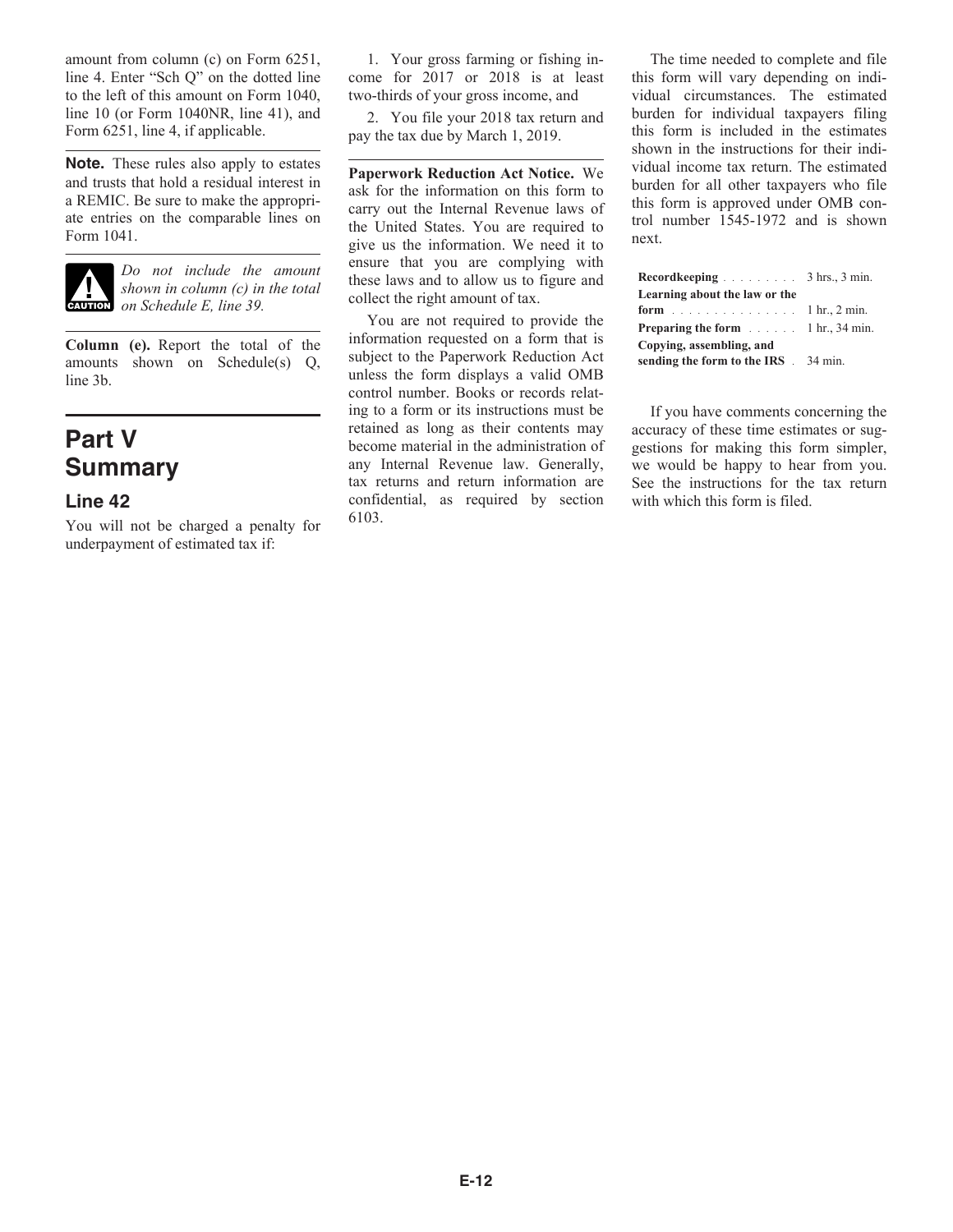amount from column (c) on Form 6251, line 4. Enter "Sch Q" on the dotted line to the left of this amount on Form 1040, line 10 (or Form 1040NR, line 41), and Form 6251, line 4, if applicable.

**Note.** These rules also apply to estates and trusts that hold a residual interest in a REMIC. Be sure to make the appropriate entries on the comparable lines on Form 1041.

**CAUTION** *Do not include the amount shown in column (c) in the total on Schedule E, line 39.*

**Column (e).** Report the total of the amounts shown on Schedule(s) Q, line 3b.

# Part V Summary

## Line 42

You will not be charged a penalty for underpayment of estimated tax if:

1. Your gross farming or fishing income for 2017 or 2018 is at least two-thirds of your gross income, and

2. You file your 2018 tax return and pay the tax due by March 1, 2019.

**Paperwork Reduction Act Notice.** We ask for the information on this form to carry out the Internal Revenue laws of the United States. You are required to give us the information. We need it to ensure that you are complying with these laws and to allow us to figure and collect the right amount of tax.

You are not required to provide the information requested on a form that is subject to the Paperwork Reduction Act unless the form displays a valid OMB control number. Books or records relating to a form or its instructions must be retained as long as their contents may become material in the administration of any Internal Revenue law. Generally, tax returns and return information are confidential, as required by section 6103.

The time needed to complete and file this form will vary depending on individual circumstances. The estimated burden for individual taxpayers filing this form is included in the estimates shown in the instructions for their individual income tax return. The estimated burden for all other taxpayers who file this form is approved under OMB control number 1545-1972 and is shown next.

| | |
|---|---|
| **Recordkeeping** | 3 hrs., 3 min. |
| **Learning about the law or the form** | 1 hr., 2 min. |
| **Preparing the form** | 1 hr., 34 min. |
| **Copying, assembling, and sending the form to the IRS** | 34 min. |

If you have comments concerning the accuracy of these time estimates or suggestions for making this form simpler, we would be happy to hear from you. See the instructions for the tax return with which this form is filed.